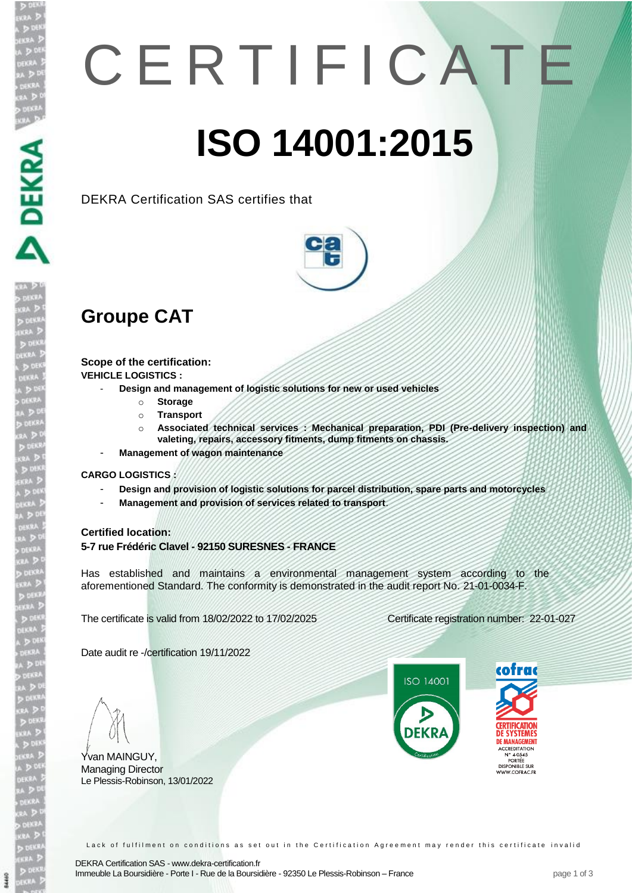# CERTIFICATE

# ISO 14001:2015

DEKRA Certification SAS certifies that

## Groupe CAT

**Scope of the certification:**

**VEHICLE LOGISTICS :**

- **Design and management of logistic solutions for new or used vehicles**
  - **Storage**
  - **Transport**
  - **Associated technical services : Mechanical preparation, PDI (Pre-delivery inspection) and valeting, repairs, accessory fitments, dump fitments on chassis.**
- **Management of wagon maintenance**

**CARGO LOGISTICS :**

- **Design and provision of logistic solutions for parcel distribution, spare parts and motorcycles**
- **Management and provision of services related to transport**.

**Certified location:**

**5-7 rue Frédéric Clavel - 92150 SURESNES - FRANCE**

Has established and maintains a environmental management system according to the aforementioned Standard. The conformity is demonstrated in the audit report No. 21-01-0034-F.

The certificate is valid from 18/02/2022 to 17/02/2025

Certificate registration number: 22-01-027

Date audit re -/certification 19/11/2022

Yvan MAINGUY,
Managing Director
Le Plessis-Robinson, 13/01/2022

ISO 14001 DEKRA Certification

cofrac CERTIFICATION DE SYSTEMES DE MANAGEMENT ACCREDITATION N° 4-0545 PORTÉE DISPONIBLE SUR WWW.COFRAC.FR

Lack of fulfilment on conditions as set out in the Certification Agreement may render this certificate invalid

DEKRA Certification SAS - www.dekra-certification.fr
Immeuble La Boursidière - Porte I - Rue de la Boursidière - 92350 Le Plessis-Robinson – France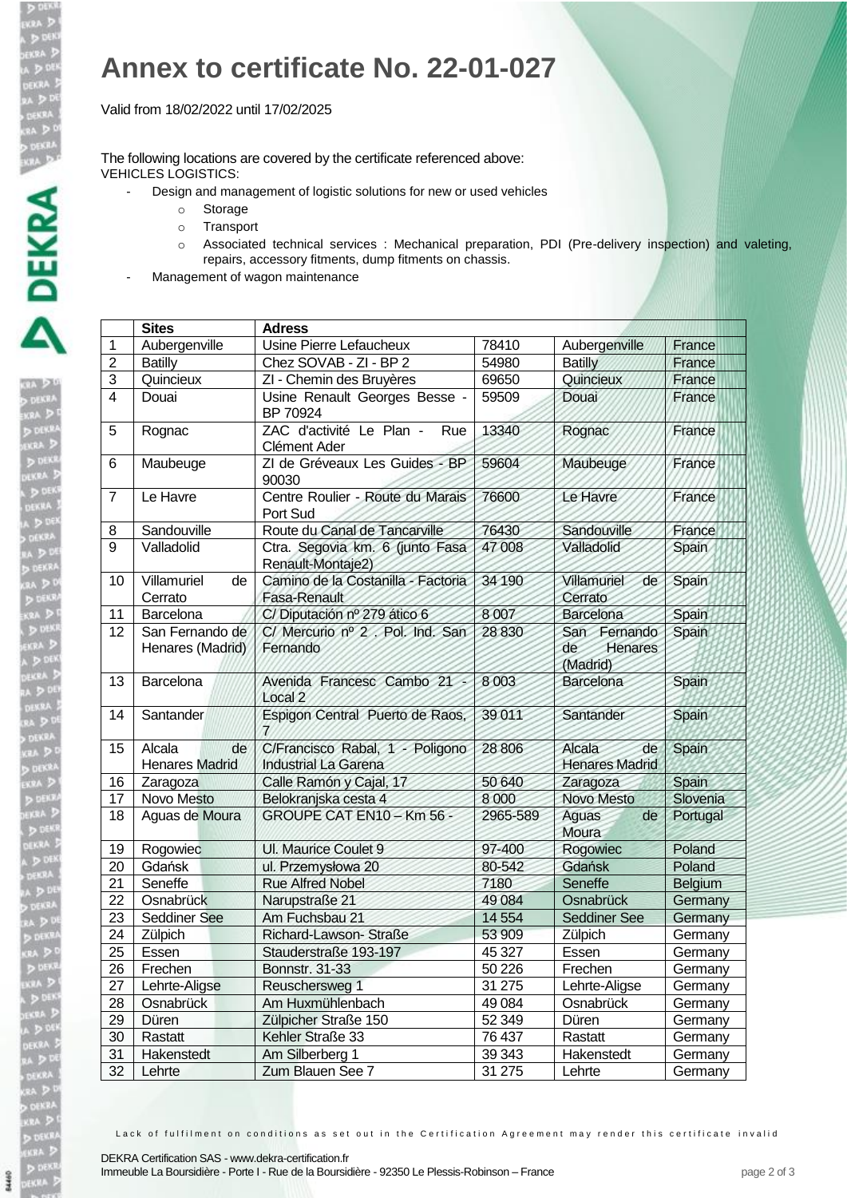# Annex to certificate No. 22-01-027

Valid from 18/02/2022 until 17/02/2025

The following locations are covered by the certificate referenced above:
VEHICLES LOGISTICS:

- Design and management of logistic solutions for new or used vehicles
  - Storage
  - Transport
  - Associated technical services : Mechanical preparation, PDI (Pre-delivery inspection) and valeting, repairs, accessory fitments, dump fitments on chassis.
- Management of wagon maintenance

| | Sites | Adress | | | |
|---|---|---|---|---|---|
| 1 | Aubergenville | Usine Pierre Lefaucheux | 78410 | Aubergenville | France |
| 2 | Batilly | Chez SOVAB - ZI - BP 2 | 54980 | Batilly | France |
| 3 | Quincieux | ZI - Chemin des Bruyères | 69650 | Quincieux | France |
| 4 | Douai | Usine Renault Georges Besse - BP 70924 | 59509 | Douai | France |
| 5 | Rognac | ZAC d'activité Le Plan - Rue Clément Ader | 13340 | Rognac | France |
| 6 | Maubeuge | ZI de Gréveaux Les Guides - BP 90030 | 59604 | Maubeuge | France |
| 7 | Le Havre | Centre Roulier - Route du Marais Port Sud | 76600 | Le Havre | France |
| 8 | Sandouville | Route du Canal de Tancarville | 76430 | Sandouville | France |
| 9 | Valladolid | Ctra. Segovia km. 6 (junto Fasa Renault-Montaje2) | 47 008 | Valladolid | Spain |
| 10 | Villamuriel de Cerrato | Camino de la Costanilla - Factoria Fasa-Renault | 34 190 | Villamuriel de Cerrato | Spain |
| 11 | Barcelona | C/ Diputación nº 279 ático 6 | 8 007 | Barcelona | Spain |
| 12 | San Fernando de Henares (Madrid) | C/ Mercurio nº 2 . Pol. Ind. San Fernando | 28 830 | San Fernando de Henares (Madrid) | Spain |
| 13 | Barcelona | Avenida Francesc Cambo 21 - Local 2 | 8 003 | Barcelona | Spain |
| 14 | Santander | Espigon Central Puerto de Raos, 7 | 39 011 | Santander | Spain |
| 15 | Alcala de Henares Madrid | C/Francisco Rabal, 1 - Poligono Industrial La Garena | 28 806 | Alcala de Henares Madrid | Spain |
| 16 | Zaragoza | Calle Ramón y Cajal, 17 | 50 640 | Zaragoza | Spain |
| 17 | Novo Mesto | Belokranjska cesta 4 | 8 000 | Novo Mesto | Slovenia |
| 18 | Aguas de Moura | GROUPE CAT EN10 – Km 56 - | 2965-589 | Aguas de Moura | Portugal |
| 19 | Rogowiec | Ul. Maurice Coulet 9 | 97-400 | Rogowiec | Poland |
| 20 | Gdańsk | ul. Przemysłowa 20 | 80-542 | Gdańsk | Poland |
| 21 | Seneffe | Rue Alfred Nobel | 7180 | Seneffe | Belgium |
| 22 | Osnabrück | Narupstraße 21 | 49 084 | Osnabrück | Germany |
| 23 | Seddiner See | Am Fuchsbau 21 | 14 554 | Seddiner See | Germany |
| 24 | Zülpich | Richard-Lawson- Straße | 53 909 | Zülpich | Germany |
| 25 | Essen | Stauderstraße 193-197 | 45 327 | Essen | Germany |
| 26 | Frechen | Bonnstr. 31-33 | 50 226 | Frechen | Germany |
| 27 | Lehrte-Aligse | Reuschersweg 1 | 31 275 | Lehrte-Aligse | Germany |
| 28 | Osnabrück | Am Huxmühlenbach | 49 084 | Osnabrück | Germany |
| 29 | Düren | Zülpicher Straße 150 | 52 349 | Düren | Germany |
| 30 | Rastatt | Kehler Straße 33 | 76 437 | Rastatt | Germany |
| 31 | Hakenstedt | Am Silberberg 1 | 39 343 | Hakenstedt | Germany |
| 32 | Lehrte | Zum Blauen See 7 | 31 275 | Lehrte | Germany |

Lack of fulfilment on conditions as set out in the Certification Agreement may render this certificate invalid

DEKRA Certification SAS - www.dekra-certification.fr
Immeuble La Boursidière - Porte I - Rue de la Boursidière - 92350 Le Plessis-Robinson – France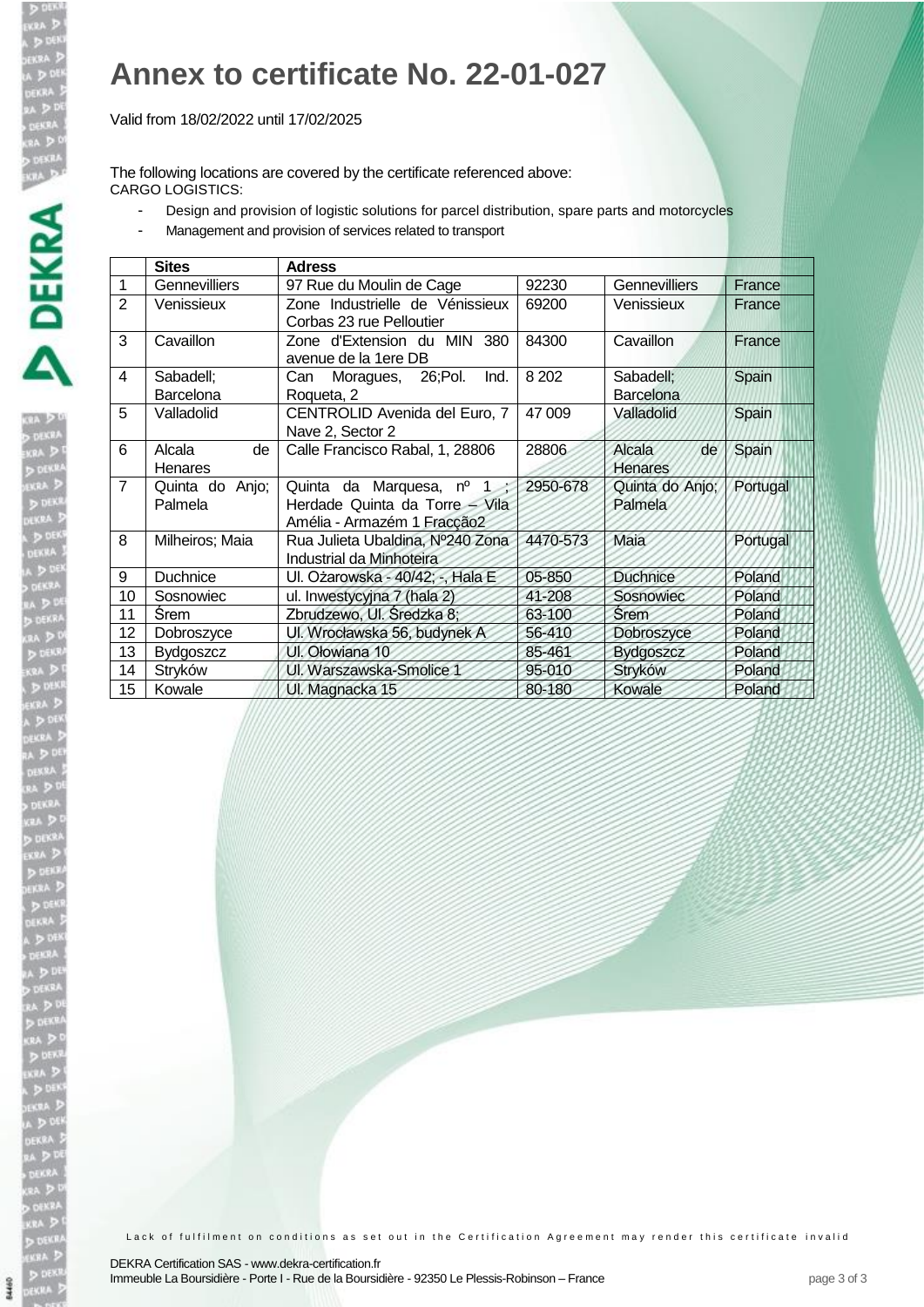# Annex to certificate No. 22-01-027

Valid from 18/02/2022 until 17/02/2025

The following locations are covered by the certificate referenced above:
CARGO LOGISTICS:

- Design and provision of logistic solutions for parcel distribution, spare parts and motorcycles
- Management and provision of services related to transport

| | Sites | Adress | | | |
|---|---|---|---|---|---|
| 1 | Gennevilliers | 97 Rue du Moulin de Cage | 92230 | Gennevilliers | France |
| 2 | Venissieux | Zone Industrielle de Vénissieux Corbas 23 rue Pelloutier | 69200 | Venissieux | France |
| 3 | Cavaillon | Zone d'Extension du MIN 380 avenue de la 1ere DB | 84300 | Cavaillon | France |
| 4 | Sabadell; Barcelona | Can Moragues, 26;Pol. Ind. Roqueta, 2 | 8 202 | Sabadell; Barcelona | Spain |
| 5 | Valladolid | CENTROLID Avenida del Euro, 7 Nave 2, Sector 2 | 47 009 | Valladolid | Spain |
| 6 | Alcala de Henares | Calle Francisco Rabal, 1, 28806 | 28806 | Alcala de Henares | Spain |
| 7 | Quinta do Anjo; Palmela | Quinta da Marquesa, nº 1 ; Herdade Quinta da Torre – Vila Amélia - Armazém 1 Fracção2 | 2950-678 | Quinta do Anjo; Palmela | Portugal |
| 8 | Milheiros; Maia | Rua Julieta Ubaldina, Nº240 Zona Industrial da Minhoteira | 4470-573 | Maia | Portugal |
| 9 | Duchnice | Ul. Ożarowska - 40/42; -, Hala E | 05-850 | Duchnice | Poland |
| 10 | Sosnowiec | ul. Inwestycyjna 7 (hala 2) | 41-208 | Sosnowiec | Poland |
| 11 | Śrem | Zbrudzewo, Ul. Średzka 8; | 63-100 | Śrem | Poland |
| 12 | Dobroszyce | Ul. Wrocławska 56, budynek A | 56-410 | Dobroszyce | Poland |
| 13 | Bydgoszcz | Ul. Ołowiana 10 | 85-461 | Bydgoszcz | Poland |
| 14 | Stryków | Ul. Warszawska-Smolice 1 | 95-010 | Stryków | Poland |
| 15 | Kowale | Ul. Magnacka 15 | 80-180 | Kowale | Poland |

Lack of fulfilment on conditions as set out in the Certification Agreement may render this certificate invalid

DEKRA Certification SAS - www.dekra-certification.fr
Immeuble La Boursidière - Porte I - Rue de la Boursidière - 92350 Le Plessis-Robinson – France